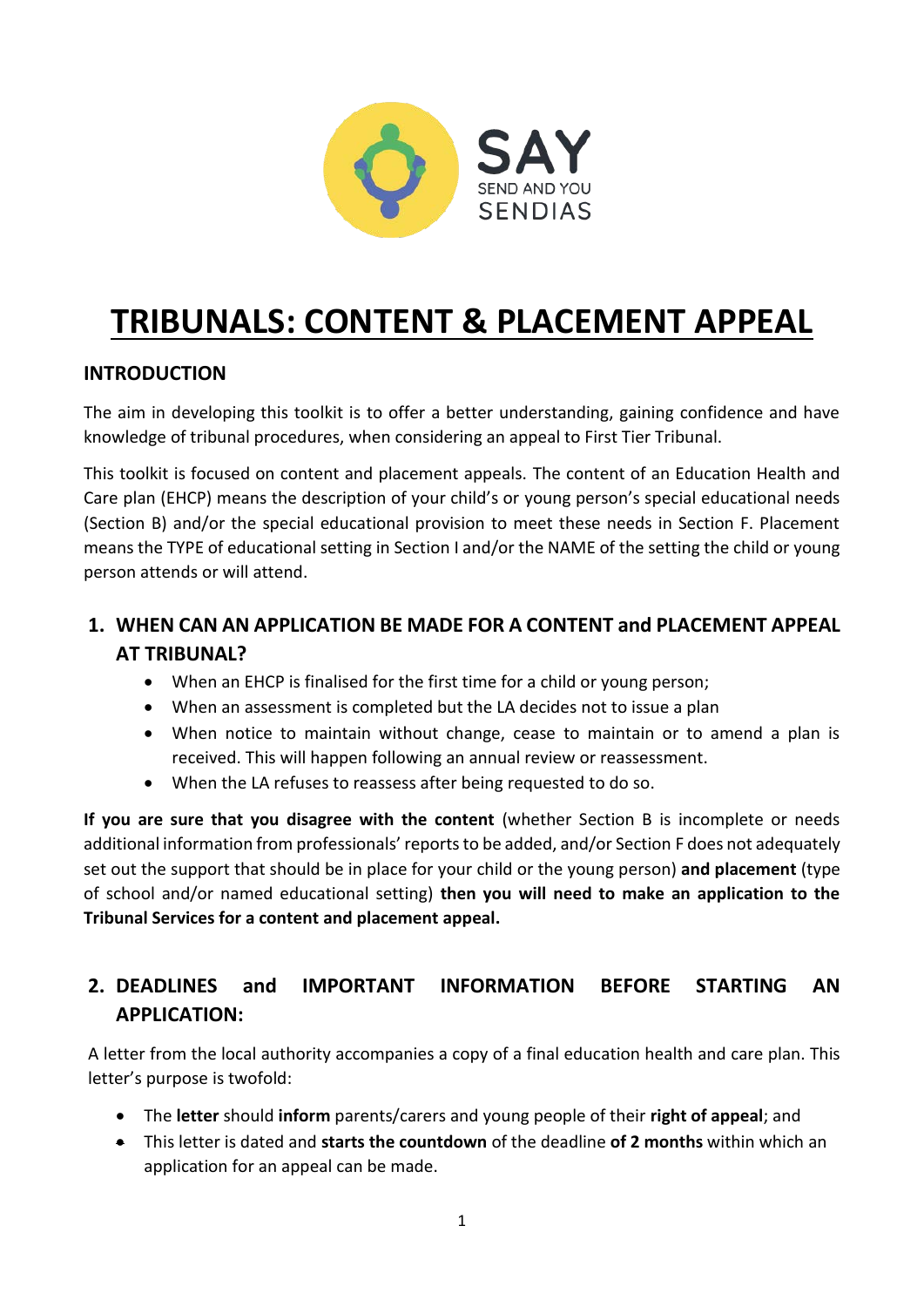SAY
SEND AND YOU
SENDIAS

# TRIBUNALS: CONTENT & PLACEMENT APPEAL

## INTRODUCTION

The aim in developing this toolkit is to offer a better understanding, gaining confidence and have knowledge of tribunal procedures, when considering an appeal to First Tier Tribunal.

This toolkit is focused on content and placement appeals. The content of an Education Health and Care plan (EHCP) means the description of your child's or young person's special educational needs (Section B) and/or the special educational provision to meet these needs in Section F. Placement means the TYPE of educational setting in Section I and/or the NAME of the setting the child or young person attends or will attend.

## 1. WHEN CAN AN APPLICATION BE MADE FOR A CONTENT and PLACEMENT APPEAL AT TRIBUNAL?

- When an EHCP is finalised for the first time for a child or young person;
- When an assessment is completed but the LA decides not to issue a plan
- When notice to maintain without change, cease to maintain or to amend a plan is received. This will happen following an annual review or reassessment.
- When the LA refuses to reassess after being requested to do so.

**If you are sure that you disagree with the content** (whether Section B is incomplete or needs additional information from professionals' reports to be added, and/or Section F does not adequately set out the support that should be in place for your child or the young person) **and placement** (type of school and/or named educational setting) **then you will need to make an application to the Tribunal Services for a content and placement appeal.**

## 2. DEADLINES and IMPORTANT INFORMATION BEFORE STARTING AN APPLICATION:

A letter from the local authority accompanies a copy of a final education health and care plan. This letter's purpose is twofold:

- The **letter** should **inform** parents/carers and young people of their **right of appeal**; and
- This letter is dated and **starts the countdown** of the deadline **of 2 months** within which an application for an appeal can be made.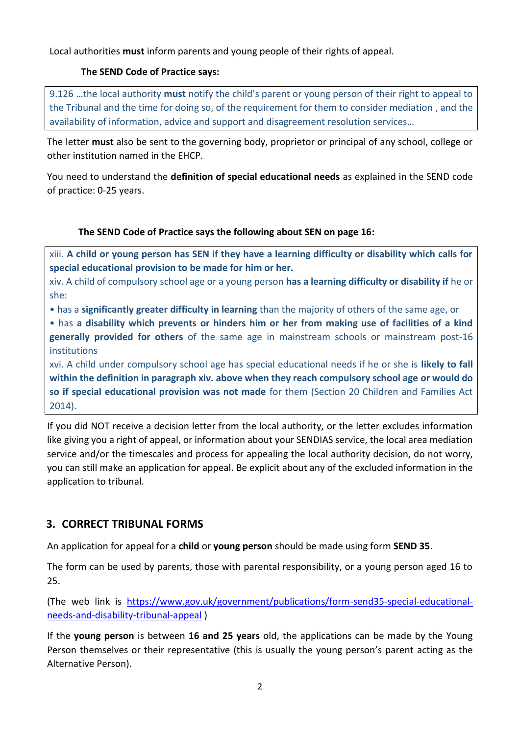Local authorities **must** inform parents and young people of their rights of appeal.

**The SEND Code of Practice says:**

> 9.126 …the local authority **must** notify the child's parent or young person of their right to appeal to the Tribunal and the time for doing so, of the requirement for them to consider mediation , and the availability of information, advice and support and disagreement resolution services…

The letter **must** also be sent to the governing body, proprietor or principal of any school, college or other institution named in the EHCP.

You need to understand the **definition of special educational needs** as explained in the SEND code of practice: 0-25 years.

**The SEND Code of Practice says the following about SEN on page 16:**

> xiii. **A child or young person has SEN if they have a learning difficulty or disability which calls for special educational provision to be made for him or her.**
>
> xiv. A child of compulsory school age or a young person **has a learning difficulty or disability if** he or she:
>
> • has a **significantly greater difficulty in learning** than the majority of others of the same age, or
>
> • has **a disability which prevents or hinders him or her from making use of facilities of a kind generally provided for others** of the same age in mainstream schools or mainstream post-16 institutions
>
> xvi. A child under compulsory school age has special educational needs if he or she is **likely to fall within the definition in paragraph xiv. above when they reach compulsory school age or would do so if special educational provision was not made** for them (Section 20 Children and Families Act 2014).

If you did NOT receive a decision letter from the local authority, or the letter excludes information like giving you a right of appeal, or information about your SENDIAS service, the local area mediation service and/or the timescales and process for appealing the local authority decision, do not worry, you can still make an application for appeal. Be explicit about any of the excluded information in the application to tribunal.

## 3. CORRECT TRIBUNAL FORMS

An application for appeal for a **child** or **young person** should be made using form **SEND 35**.

The form can be used by parents, those with parental responsibility, or a young person aged 16 to 25.

(The web link is https://www.gov.uk/government/publications/form-send35-special-educational-needs-and-disability-tribunal-appeal )

If the **young person** is between **16 and 25 years** old, the applications can be made by the Young Person themselves or their representative (this is usually the young person's parent acting as the Alternative Person).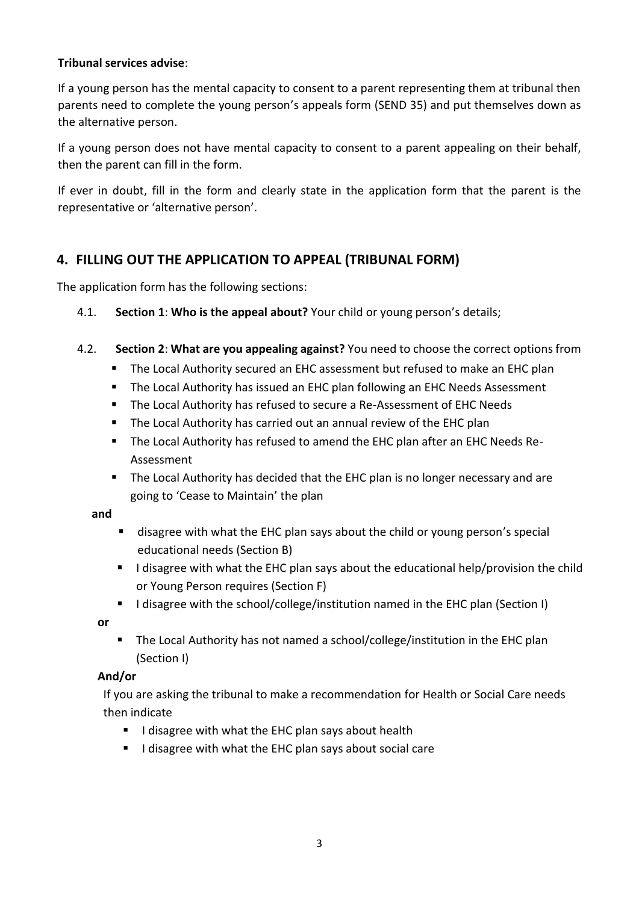**Tribunal services advise**:

If a young person has the mental capacity to consent to a parent representing them at tribunal then parents need to complete the young person's appeals form (SEND 35) and put themselves down as the alternative person.

If a young person does not have mental capacity to consent to a parent appealing on their behalf, then the parent can fill in the form.

If ever in doubt, fill in the form and clearly state in the application form that the parent is the representative or 'alternative person'.

## 4. FILLING OUT THE APPLICATION TO APPEAL (TRIBUNAL FORM)

The application form has the following sections:

4.1. **Section 1**: **Who is the appeal about?** Your child or young person's details;

4.2. **Section 2**: **What are you appealing against?** You need to choose the correct options from

- The Local Authority secured an EHC assessment but refused to make an EHC plan
- The Local Authority has issued an EHC plan following an EHC Needs Assessment
- The Local Authority has refused to secure a Re-Assessment of EHC Needs
- The Local Authority has carried out an annual review of the EHC plan
- The Local Authority has refused to amend the EHC plan after an EHC Needs Re-Assessment
- The Local Authority has decided that the EHC plan is no longer necessary and are going to 'Cease to Maintain' the plan

**and**

- disagree with what the EHC plan says about the child or young person's special educational needs (Section B)
- I disagree with what the EHC plan says about the educational help/provision the child or Young Person requires (Section F)
- I disagree with the school/college/institution named in the EHC plan (Section I)

**or**

- The Local Authority has not named a school/college/institution in the EHC plan (Section I)

**And/or**

If you are asking the tribunal to make a recommendation for Health or Social Care needs then indicate

- I disagree with what the EHC plan says about health
- I disagree with what the EHC plan says about social care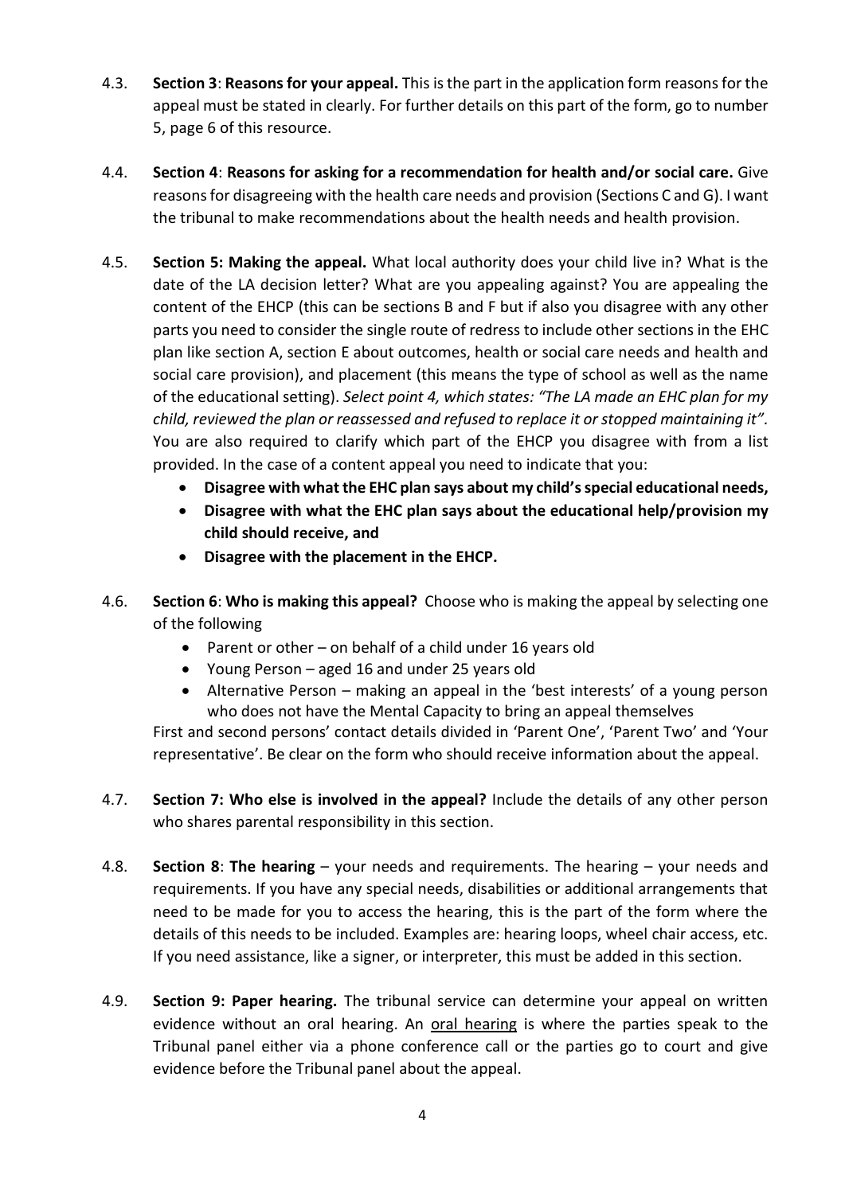4.3. **Section 3**: **Reasons for your appeal.** This is the part in the application form reasons for the appeal must be stated in clearly. For further details on this part of the form, go to number 5, page 6 of this resource.

4.4. **Section 4**: **Reasons for asking for a recommendation for health and/or social care.** Give reasons for disagreeing with the health care needs and provision (Sections C and G). I want the tribunal to make recommendations about the health needs and health provision.

4.5. **Section 5: Making the appeal.** What local authority does your child live in? What is the date of the LA decision letter? What are you appealing against? You are appealing the content of the EHCP (this can be sections B and F but if also you disagree with any other parts you need to consider the single route of redress to include other sections in the EHC plan like section A, section E about outcomes, health or social care needs and health and social care provision), and placement (this means the type of school as well as the name of the educational setting). *Select point 4, which states: "The LA made an EHC plan for my child, reviewed the plan or reassessed and refused to replace it or stopped maintaining it".* You are also required to clarify which part of the EHCP you disagree with from a list provided. In the case of a content appeal you need to indicate that you:

- **Disagree with what the EHC plan says about my child's special educational needs,**
- **Disagree with what the EHC plan says about the educational help/provision my child should receive, and**
- **Disagree with the placement in the EHCP.**

4.6. **Section 6**: **Who is making this appeal?** Choose who is making the appeal by selecting one of the following

- Parent or other – on behalf of a child under 16 years old
- Young Person – aged 16 and under 25 years old
- Alternative Person – making an appeal in the 'best interests' of a young person who does not have the Mental Capacity to bring an appeal themselves

First and second persons' contact details divided in 'Parent One', 'Parent Two' and 'Your representative'. Be clear on the form who should receive information about the appeal.

4.7. **Section 7: Who else is involved in the appeal?** Include the details of any other person who shares parental responsibility in this section.

4.8. **Section 8**: **The hearing** – your needs and requirements. The hearing – your needs and requirements. If you have any special needs, disabilities or additional arrangements that need to be made for you to access the hearing, this is the part of the form where the details of this needs to be included. Examples are: hearing loops, wheel chair access, etc. If you need assistance, like a signer, or interpreter, this must be added in this section.

4.9. **Section 9: Paper hearing.** The tribunal service can determine your appeal on written evidence without an oral hearing. An oral hearing is where the parties speak to the Tribunal panel either via a phone conference call or the parties go to court and give evidence before the Tribunal panel about the appeal.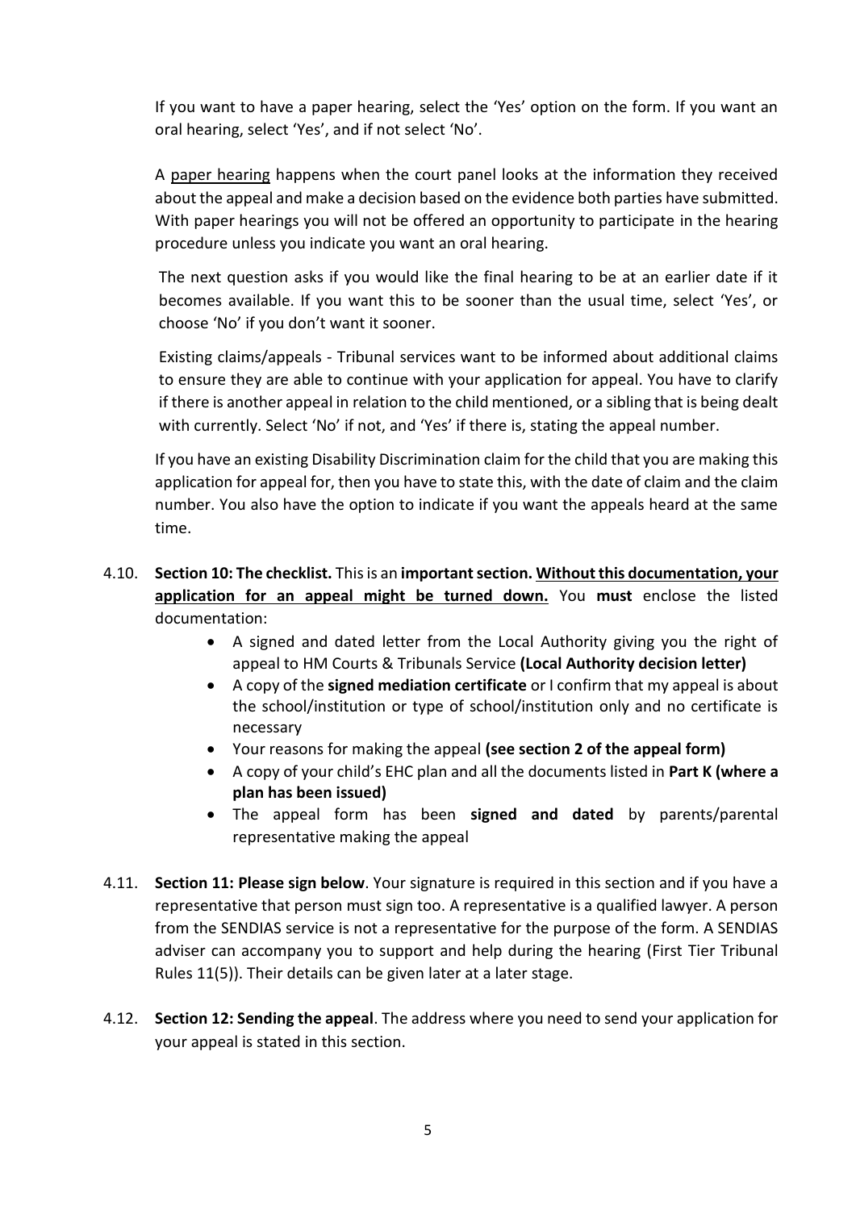If you want to have a paper hearing, select the 'Yes' option on the form. If you want an oral hearing, select 'Yes', and if not select 'No'.

A paper hearing happens when the court panel looks at the information they received about the appeal and make a decision based on the evidence both parties have submitted. With paper hearings you will not be offered an opportunity to participate in the hearing procedure unless you indicate you want an oral hearing.

The next question asks if you would like the final hearing to be at an earlier date if it becomes available. If you want this to be sooner than the usual time, select 'Yes', or choose 'No' if you don't want it sooner.

Existing claims/appeals - Tribunal services want to be informed about additional claims to ensure they are able to continue with your application for appeal. You have to clarify if there is another appeal in relation to the child mentioned, or a sibling that is being dealt with currently. Select 'No' if not, and 'Yes' if there is, stating the appeal number.

If you have an existing Disability Discrimination claim for the child that you are making this application for appeal for, then you have to state this, with the date of claim and the claim number. You also have the option to indicate if you want the appeals heard at the same time.

4.10. **Section 10: The checklist.** This is an **important section. <u>Without this documentation, your application for an appeal might be turned down.</u>** You **must** enclose the listed documentation:

- A signed and dated letter from the Local Authority giving you the right of appeal to HM Courts & Tribunals Service **(Local Authority decision letter)**
- A copy of the **signed mediation certificate** or I confirm that my appeal is about the school/institution or type of school/institution only and no certificate is necessary
- Your reasons for making the appeal **(see section 2 of the appeal form)**
- A copy of your child's EHC plan and all the documents listed in **Part K (where a plan has been issued)**
- The appeal form has been **signed and dated** by parents/parental representative making the appeal

4.11. **Section 11: Please sign below**. Your signature is required in this section and if you have a representative that person must sign too. A representative is a qualified lawyer. A person from the SENDIAS service is not a representative for the purpose of the form. A SENDIAS adviser can accompany you to support and help during the hearing (First Tier Tribunal Rules 11(5)). Their details can be given later at a later stage.

4.12. **Section 12: Sending the appeal**. The address where you need to send your application for your appeal is stated in this section.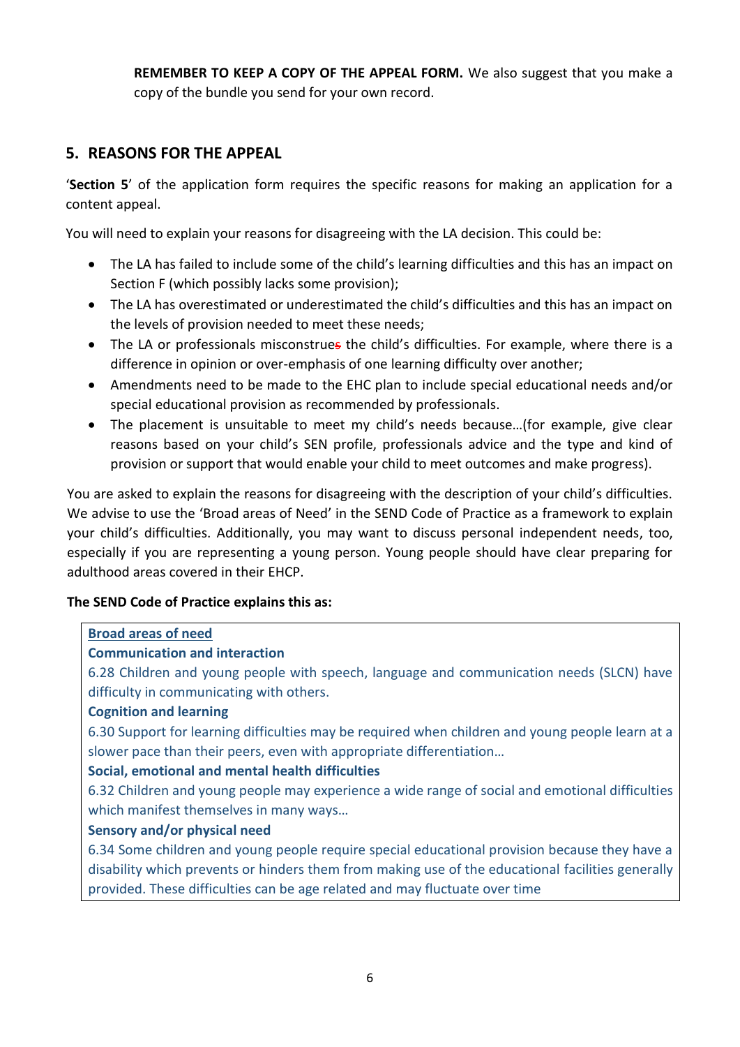**REMEMBER TO KEEP A COPY OF THE APPEAL FORM.** We also suggest that you make a copy of the bundle you send for your own record.

## 5. REASONS FOR THE APPEAL

'**Section 5**' of the application form requires the specific reasons for making an application for a content appeal.

You will need to explain your reasons for disagreeing with the LA decision. This could be:

- The LA has failed to include some of the child's learning difficulties and this has an impact on Section F (which possibly lacks some provision);
- The LA has overestimated or underestimated the child's difficulties and this has an impact on the levels of provision needed to meet these needs;
- The LA or professionals misconstrues the child's difficulties. For example, where there is a difference in opinion or over-emphasis of one learning difficulty over another;
- Amendments need to be made to the EHC plan to include special educational needs and/or special educational provision as recommended by professionals.
- The placement is unsuitable to meet my child's needs because…(for example, give clear reasons based on your child's SEN profile, professionals advice and the type and kind of provision or support that would enable your child to meet outcomes and make progress).

You are asked to explain the reasons for disagreeing with the description of your child's difficulties. We advise to use the 'Broad areas of Need' in the SEND Code of Practice as a framework to explain your child's difficulties. Additionally, you may want to discuss personal independent needs, too, especially if you are representing a young person. Young people should have clear preparing for adulthood areas covered in their EHCP.

**The SEND Code of Practice explains this as:**

> **Broad areas of need**
>
> **Communication and interaction**
>
> 6.28 Children and young people with speech, language and communication needs (SLCN) have difficulty in communicating with others.
>
> **Cognition and learning**
>
> 6.30 Support for learning difficulties may be required when children and young people learn at a slower pace than their peers, even with appropriate differentiation…
>
> **Social, emotional and mental health difficulties**
>
> 6.32 Children and young people may experience a wide range of social and emotional difficulties which manifest themselves in many ways…
>
> **Sensory and/or physical need**
>
> 6.34 Some children and young people require special educational provision because they have a disability which prevents or hinders them from making use of the educational facilities generally provided. These difficulties can be age related and may fluctuate over time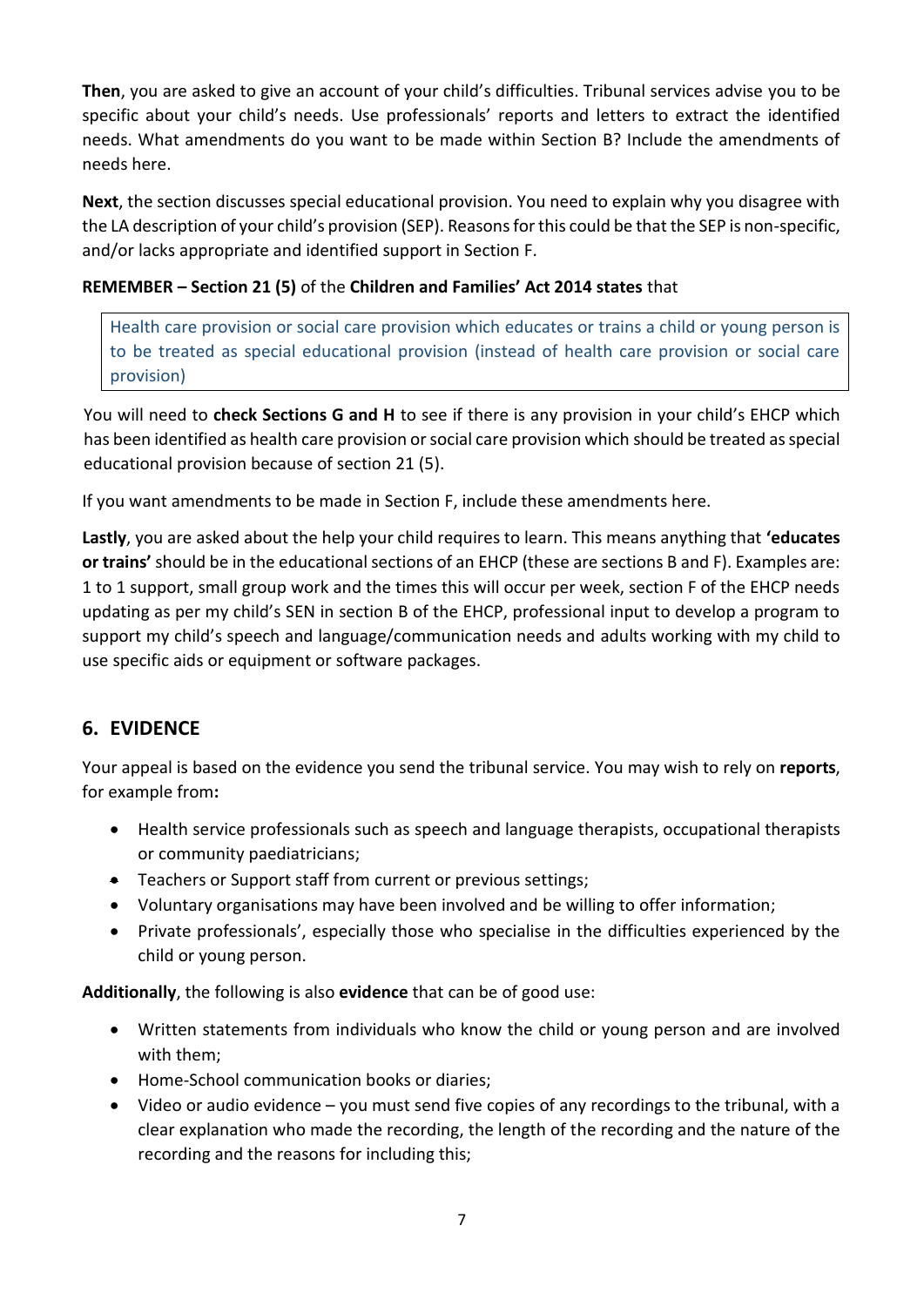**Then**, you are asked to give an account of your child's difficulties. Tribunal services advise you to be specific about your child's needs. Use professionals' reports and letters to extract the identified needs. What amendments do you want to be made within Section B? Include the amendments of needs here.

**Next**, the section discusses special educational provision. You need to explain why you disagree with the LA description of your child's provision (SEP). Reasons for this could be that the SEP is non-specific, and/or lacks appropriate and identified support in Section F.

**REMEMBER – Section 21 (5)** of the **Children and Families' Act 2014 states** that

> Health care provision or social care provision which educates or trains a child or young person is to be treated as special educational provision (instead of health care provision or social care provision)

You will need to **check Sections G and H** to see if there is any provision in your child's EHCP which has been identified as health care provision or social care provision which should be treated as special educational provision because of section 21 (5).

If you want amendments to be made in Section F, include these amendments here.

**Lastly**, you are asked about the help your child requires to learn. This means anything that **'educates or trains'** should be in the educational sections of an EHCP (these are sections B and F). Examples are: 1 to 1 support, small group work and the times this will occur per week, section F of the EHCP needs updating as per my child's SEN in section B of the EHCP, professional input to develop a program to support my child's speech and language/communication needs and adults working with my child to use specific aids or equipment or software packages.

## 6. EVIDENCE

Your appeal is based on the evidence you send the tribunal service. You may wish to rely on **reports**, for example from**:**

- Health service professionals such as speech and language therapists, occupational therapists or community paediatricians;
- Teachers or Support staff from current or previous settings;
- Voluntary organisations may have been involved and be willing to offer information;
- Private professionals', especially those who specialise in the difficulties experienced by the child or young person.

**Additionally**, the following is also **evidence** that can be of good use:

- Written statements from individuals who know the child or young person and are involved with them;
- Home-School communication books or diaries;
- Video or audio evidence – you must send five copies of any recordings to the tribunal, with a clear explanation who made the recording, the length of the recording and the nature of the recording and the reasons for including this;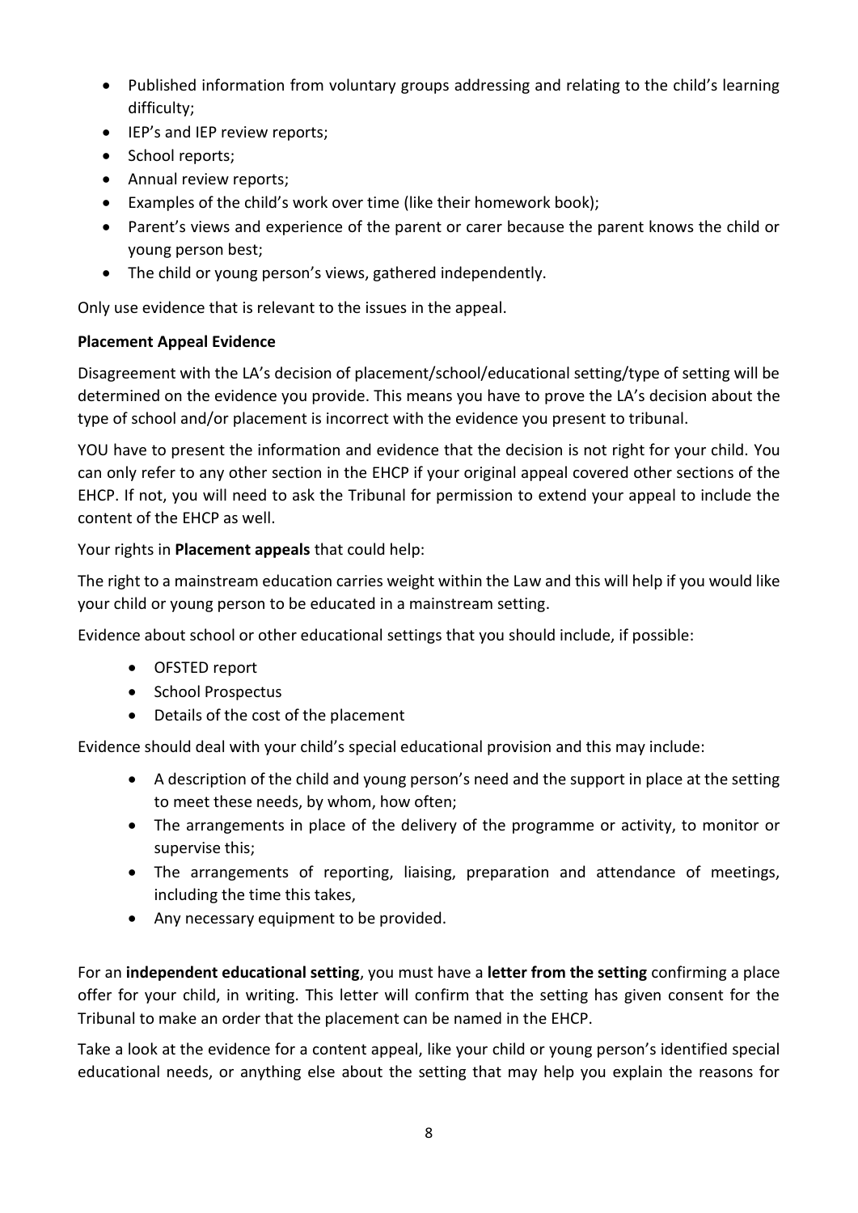- Published information from voluntary groups addressing and relating to the child's learning difficulty;
- IEP's and IEP review reports;
- School reports;
- Annual review reports;
- Examples of the child's work over time (like their homework book);
- Parent's views and experience of the parent or carer because the parent knows the child or young person best;
- The child or young person's views, gathered independently.

Only use evidence that is relevant to the issues in the appeal.

**Placement Appeal Evidence**

Disagreement with the LA's decision of placement/school/educational setting/type of setting will be determined on the evidence you provide. This means you have to prove the LA's decision about the type of school and/or placement is incorrect with the evidence you present to tribunal.

YOU have to present the information and evidence that the decision is not right for your child. You can only refer to any other section in the EHCP if your original appeal covered other sections of the EHCP. If not, you will need to ask the Tribunal for permission to extend your appeal to include the content of the EHCP as well.

Your rights in **Placement appeals** that could help:

The right to a mainstream education carries weight within the Law and this will help if you would like your child or young person to be educated in a mainstream setting.

Evidence about school or other educational settings that you should include, if possible:

- OFSTED report
- School Prospectus
- Details of the cost of the placement

Evidence should deal with your child's special educational provision and this may include:

- A description of the child and young person's need and the support in place at the setting to meet these needs, by whom, how often;
- The arrangements in place of the delivery of the programme or activity, to monitor or supervise this;
- The arrangements of reporting, liaising, preparation and attendance of meetings, including the time this takes,
- Any necessary equipment to be provided.

For an **independent educational setting**, you must have a **letter from the setting** confirming a place offer for your child, in writing. This letter will confirm that the setting has given consent for the Tribunal to make an order that the placement can be named in the EHCP.

Take a look at the evidence for a content appeal, like your child or young person's identified special educational needs, or anything else about the setting that may help you explain the reasons for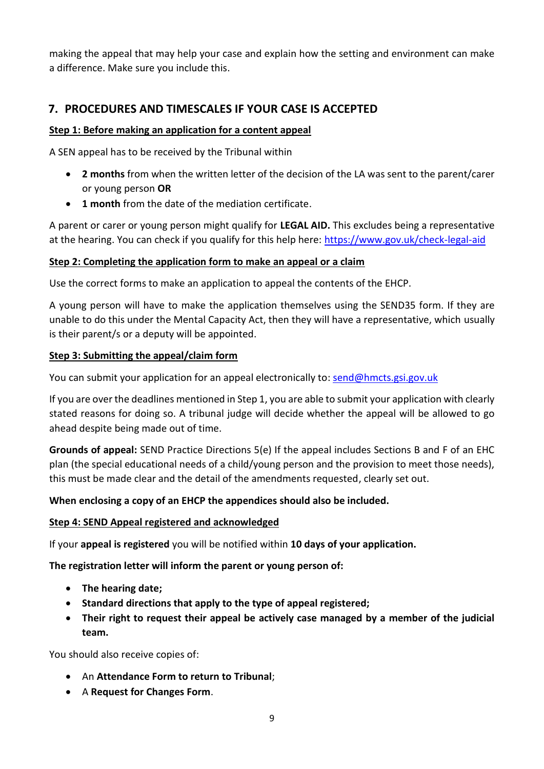making the appeal that may help your case and explain how the setting and environment can make a difference. Make sure you include this.

## 7. PROCEDURES AND TIMESCALES IF YOUR CASE IS ACCEPTED

**Step 1: Before making an application for a content appeal**

A SEN appeal has to be received by the Tribunal within

- **2 months** from when the written letter of the decision of the LA was sent to the parent/carer or young person **OR**
- **1 month** from the date of the mediation certificate.

A parent or carer or young person might qualify for **LEGAL AID.** This excludes being a representative at the hearing. You can check if you qualify for this help here: https://www.gov.uk/check-legal-aid

**Step 2: Completing the application form to make an appeal or a claim**

Use the correct forms to make an application to appeal the contents of the EHCP.

A young person will have to make the application themselves using the SEND35 form. If they are unable to do this under the Mental Capacity Act, then they will have a representative, which usually is their parent/s or a deputy will be appointed.

**Step 3: Submitting the appeal/claim form**

You can submit your application for an appeal electronically to: send@hmcts.gsi.gov.uk

If you are over the deadlines mentioned in Step 1, you are able to submit your application with clearly stated reasons for doing so. A tribunal judge will decide whether the appeal will be allowed to go ahead despite being made out of time.

**Grounds of appeal:** SEND Practice Directions 5(e) If the appeal includes Sections B and F of an EHC plan (the special educational needs of a child/young person and the provision to meet those needs), this must be made clear and the detail of the amendments requested, clearly set out.

**When enclosing a copy of an EHCP the appendices should also be included.**

**Step 4: SEND Appeal registered and acknowledged**

If your **appeal is registered** you will be notified within **10 days of your application.**

**The registration letter will inform the parent or young person of:**

- **The hearing date;**
- **Standard directions that apply to the type of appeal registered;**
- **Their right to request their appeal be actively case managed by a member of the judicial team.**

You should also receive copies of:

- An **Attendance Form to return to Tribunal**;
- A **Request for Changes Form**.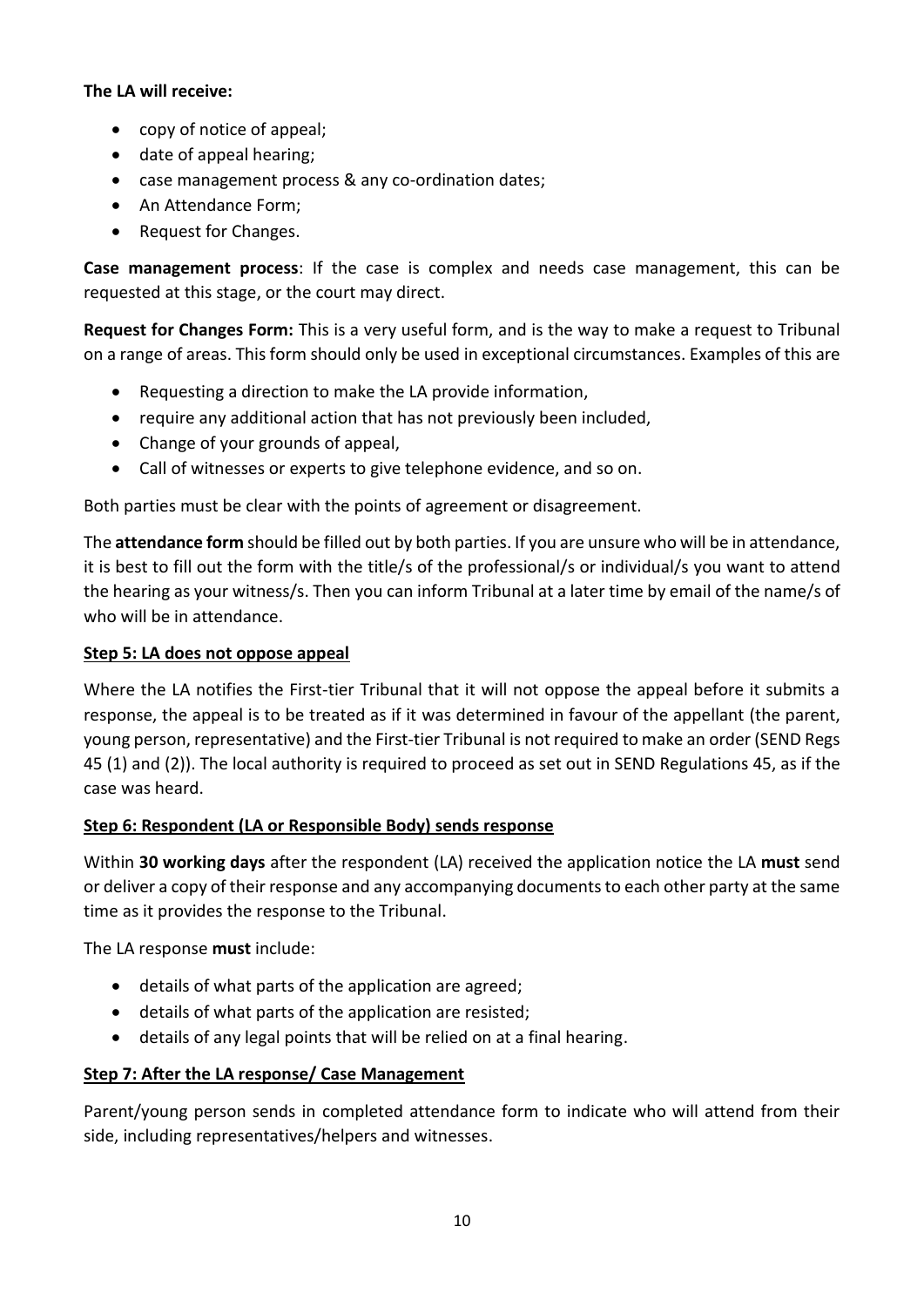**The LA will receive:**

- copy of notice of appeal;
- date of appeal hearing;
- case management process & any co-ordination dates;
- An Attendance Form;
- Request for Changes.

**Case management process**: If the case is complex and needs case management, this can be requested at this stage, or the court may direct.

**Request for Changes Form:** This is a very useful form, and is the way to make a request to Tribunal on a range of areas. This form should only be used in exceptional circumstances. Examples of this are

- Requesting a direction to make the LA provide information,
- require any additional action that has not previously been included,
- Change of your grounds of appeal,
- Call of witnesses or experts to give telephone evidence, and so on.

Both parties must be clear with the points of agreement or disagreement.

The **attendance form** should be filled out by both parties. If you are unsure who will be in attendance, it is best to fill out the form with the title/s of the professional/s or individual/s you want to attend the hearing as your witness/s. Then you can inform Tribunal at a later time by email of the name/s of who will be in attendance.

**Step 5: LA does not oppose appeal**

Where the LA notifies the First-tier Tribunal that it will not oppose the appeal before it submits a response, the appeal is to be treated as if it was determined in favour of the appellant (the parent, young person, representative) and the First-tier Tribunal is not required to make an order (SEND Regs 45 (1) and (2)). The local authority is required to proceed as set out in SEND Regulations 45, as if the case was heard.

**Step 6: Respondent (LA or Responsible Body) sends response**

Within **30 working days** after the respondent (LA) received the application notice the LA **must** send or deliver a copy of their response and any accompanying documents to each other party at the same time as it provides the response to the Tribunal.

The LA response **must** include:

- details of what parts of the application are agreed;
- details of what parts of the application are resisted;
- details of any legal points that will be relied on at a final hearing.

**Step 7: After the LA response/ Case Management**

Parent/young person sends in completed attendance form to indicate who will attend from their side, including representatives/helpers and witnesses.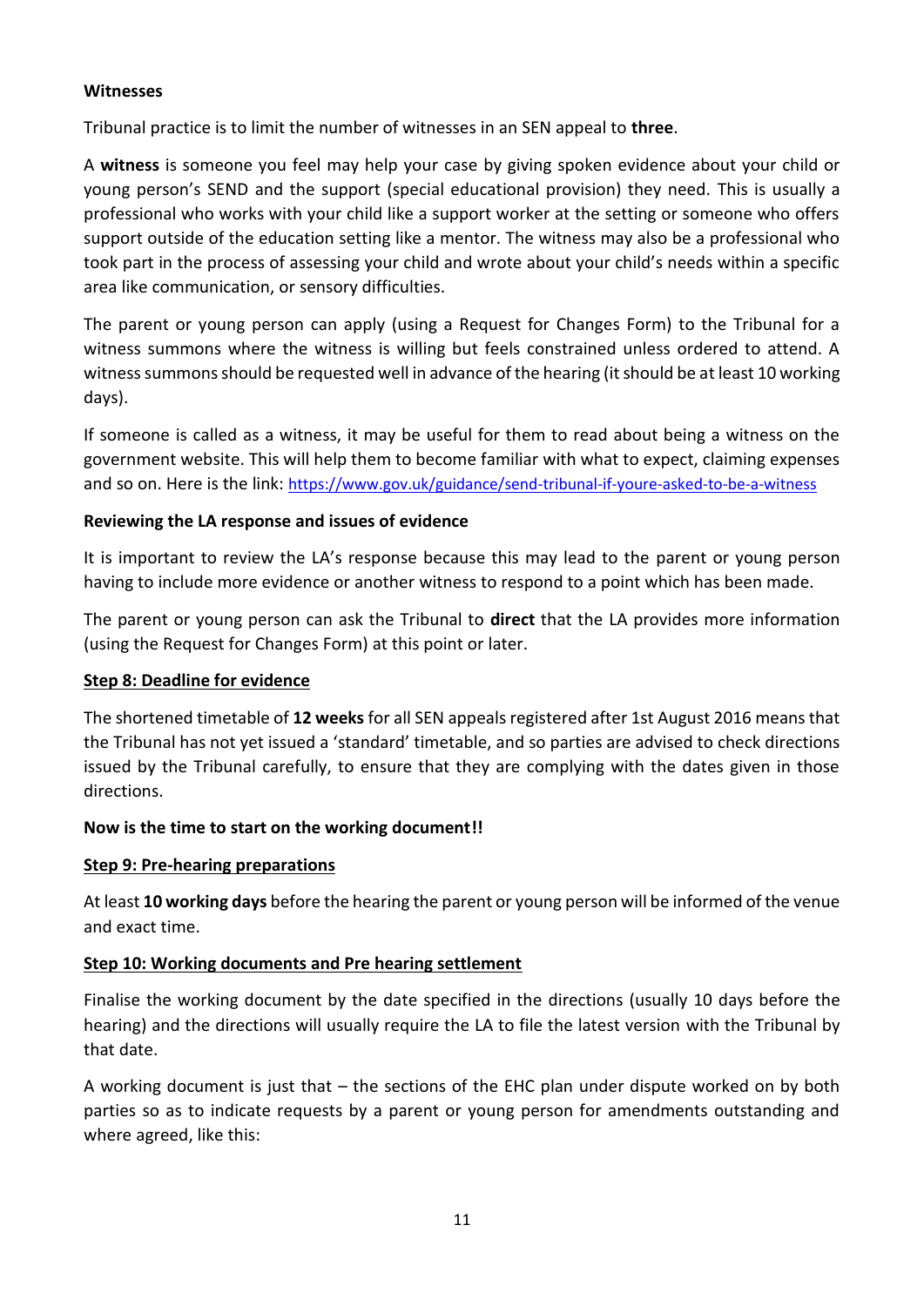**Witnesses**

Tribunal practice is to limit the number of witnesses in an SEN appeal to **three**.

A **witness** is someone you feel may help your case by giving spoken evidence about your child or young person's SEND and the support (special educational provision) they need. This is usually a professional who works with your child like a support worker at the setting or someone who offers support outside of the education setting like a mentor. The witness may also be a professional who took part in the process of assessing your child and wrote about your child's needs within a specific area like communication, or sensory difficulties.

The parent or young person can apply (using a Request for Changes Form) to the Tribunal for a witness summons where the witness is willing but feels constrained unless ordered to attend. A witness summons should be requested well in advance of the hearing (it should be at least 10 working days).

If someone is called as a witness, it may be useful for them to read about being a witness on the government website. This will help them to become familiar with what to expect, claiming expenses and so on. Here is the link: https://www.gov.uk/guidance/send-tribunal-if-youre-asked-to-be-a-witness

**Reviewing the LA response and issues of evidence**

It is important to review the LA's response because this may lead to the parent or young person having to include more evidence or another witness to respond to a point which has been made.

The parent or young person can ask the Tribunal to **direct** that the LA provides more information (using the Request for Changes Form) at this point or later.

**Step 8: Deadline for evidence**

The shortened timetable of **12 weeks** for all SEN appeals registered after 1st August 2016 means that the Tribunal has not yet issued a 'standard' timetable, and so parties are advised to check directions issued by the Tribunal carefully, to ensure that they are complying with the dates given in those directions.

**Now is the time to start on the working document!!**

**Step 9: Pre-hearing preparations**

At least **10 working days** before the hearing the parent or young person will be informed of the venue and exact time.

**Step 10: Working documents and Pre hearing settlement**

Finalise the working document by the date specified in the directions (usually 10 days before the hearing) and the directions will usually require the LA to file the latest version with the Tribunal by that date.

A working document is just that – the sections of the EHC plan under dispute worked on by both parties so as to indicate requests by a parent or young person for amendments outstanding and where agreed, like this: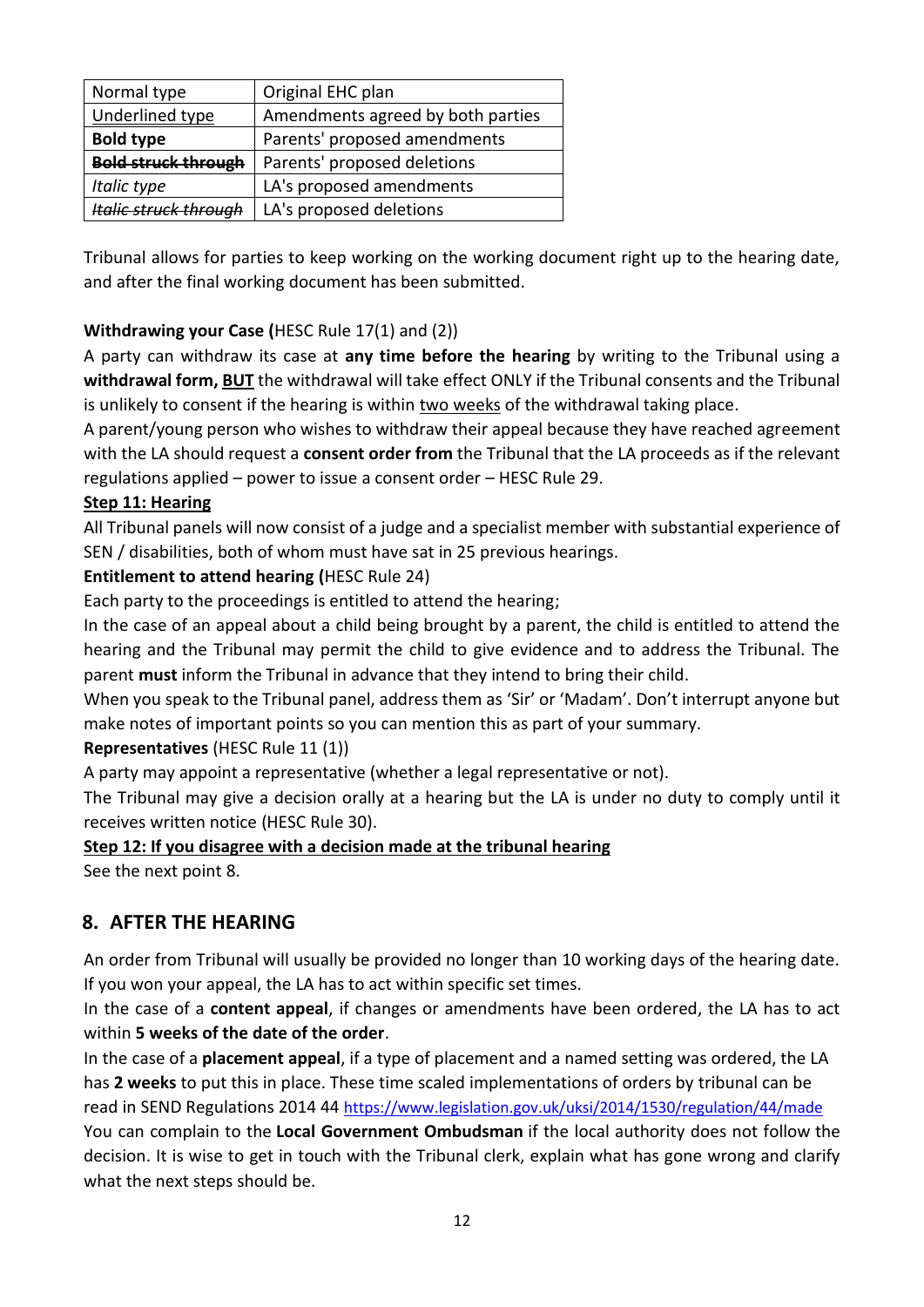| Normal type | Original EHC plan |
|---|---|
| <u>Underlined type</u> | Amendments agreed by both parties |
| **Bold type** | Parents' proposed amendments |
| ~~**Bold struck through**~~ | Parents' proposed deletions |
| *Italic type* | LA's proposed amendments |
| ~~*Italic struck through*~~ | LA's proposed deletions |

Tribunal allows for parties to keep working on the working document right up to the hearing date, and after the final working document has been submitted.

**Withdrawing your Case (**HESC Rule 17(1) and (2))

A party can withdraw its case at **any time before the hearing** by writing to the Tribunal using a **withdrawal form, <u>BUT</u>** the withdrawal will take effect ONLY if the Tribunal consents and the Tribunal is unlikely to consent if the hearing is within <u>two weeks</u> of the withdrawal taking place.

A parent/young person who wishes to withdraw their appeal because they have reached agreement with the LA should request a **consent order from** the Tribunal that the LA proceeds as if the relevant regulations applied – power to issue a consent order – HESC Rule 29.

**<u>Step 11: Hearing</u>**

All Tribunal panels will now consist of a judge and a specialist member with substantial experience of SEN / disabilities, both of whom must have sat in 25 previous hearings.

**Entitlement to attend hearing (**HESC Rule 24)

Each party to the proceedings is entitled to attend the hearing;

In the case of an appeal about a child being brought by a parent, the child is entitled to attend the hearing and the Tribunal may permit the child to give evidence and to address the Tribunal. The parent **must** inform the Tribunal in advance that they intend to bring their child.

When you speak to the Tribunal panel, address them as 'Sir' or 'Madam'. Don't interrupt anyone but make notes of important points so you can mention this as part of your summary.

**Representatives** (HESC Rule 11 (1))

A party may appoint a representative (whether a legal representative or not).

The Tribunal may give a decision orally at a hearing but the LA is under no duty to comply until it receives written notice (HESC Rule 30).

**<u>Step 12: If you disagree with a decision made at the tribunal hearing</u>**

See the next point 8.

## 8. AFTER THE HEARING

An order from Tribunal will usually be provided no longer than 10 working days of the hearing date. If you won your appeal, the LA has to act within specific set times.

In the case of a **content appeal**, if changes or amendments have been ordered, the LA has to act within **5 weeks of the date of the order**.

In the case of a **placement appeal**, if a type of placement and a named setting was ordered, the LA has **2 weeks** to put this in place. These time scaled implementations of orders by tribunal can be read in SEND Regulations 2014 44 https://www.legislation.gov.uk/uksi/2014/1530/regulation/44/made

You can complain to the **Local Government Ombudsman** if the local authority does not follow the decision. It is wise to get in touch with the Tribunal clerk, explain what has gone wrong and clarify what the next steps should be.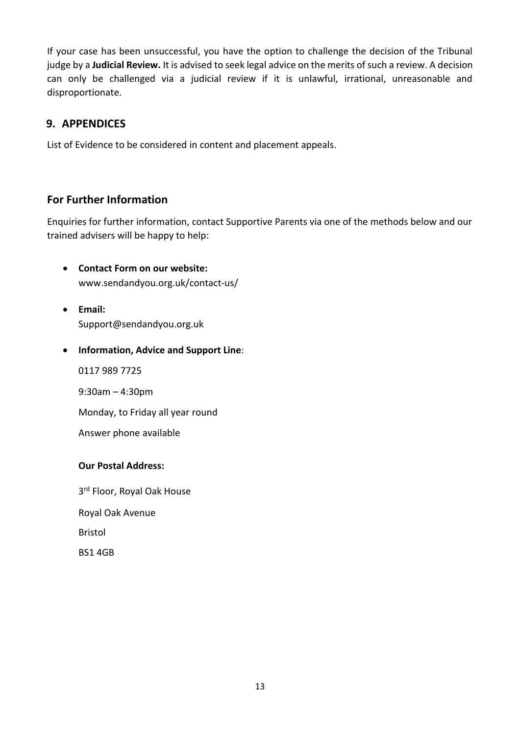If your case has been unsuccessful, you have the option to challenge the decision of the Tribunal judge by a **Judicial Review.** It is advised to seek legal advice on the merits of such a review. A decision can only be challenged via a judicial review if it is unlawful, irrational, unreasonable and disproportionate.

## 9. APPENDICES

List of Evidence to be considered in content and placement appeals.

## For Further Information

Enquiries for further information, contact Supportive Parents via one of the methods below and our trained advisers will be happy to help:

- **Contact Form on our website:**
  www.sendandyou.org.uk/contact-us/
- **Email:**
  Support@sendandyou.org.uk
- **Information, Advice and Support Line**:

  0117 989 7725

  9:30am – 4:30pm

  Monday, to Friday all year round

  Answer phone available

  **Our Postal Address:**

  3rd Floor, Royal Oak House

  Royal Oak Avenue

  Bristol

  BS1 4GB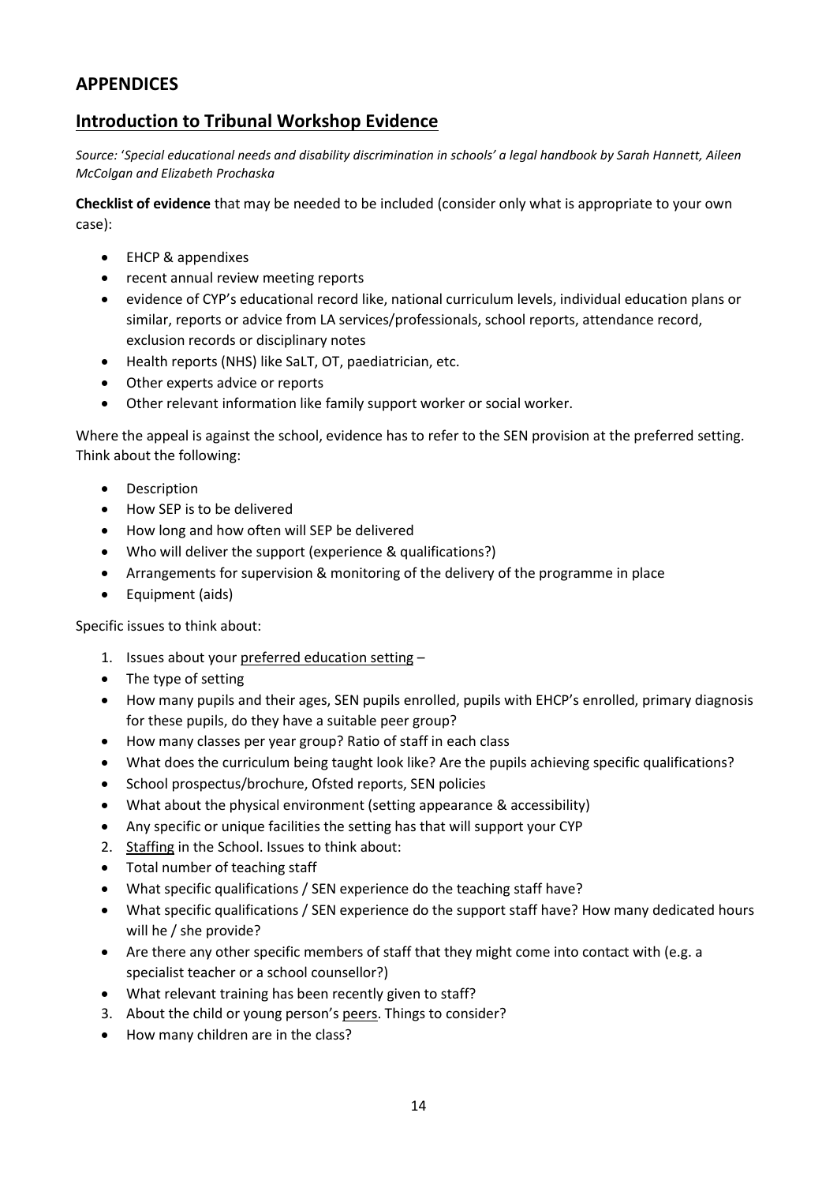## APPENDICES

## Introduction to Tribunal Workshop Evidence

*Source: 'Special educational needs and disability discrimination in schools' a legal handbook by Sarah Hannett, Aileen McColgan and Elizabeth Prochaska*

**Checklist of evidence** that may be needed to be included (consider only what is appropriate to your own case):

- EHCP & appendixes
- recent annual review meeting reports
- evidence of CYP's educational record like, national curriculum levels, individual education plans or similar, reports or advice from LA services/professionals, school reports, attendance record, exclusion records or disciplinary notes
- Health reports (NHS) like SaLT, OT, paediatrician, etc.
- Other experts advice or reports
- Other relevant information like family support worker or social worker.

Where the appeal is against the school, evidence has to refer to the SEN provision at the preferred setting. Think about the following:

- Description
- How SEP is to be delivered
- How long and how often will SEP be delivered
- Who will deliver the support (experience & qualifications?)
- Arrangements for supervision & monitoring of the delivery of the programme in place
- Equipment (aids)

Specific issues to think about:

1. Issues about your <u>preferred education setting</u> –

- The type of setting
- How many pupils and their ages, SEN pupils enrolled, pupils with EHCP's enrolled, primary diagnosis for these pupils, do they have a suitable peer group?
- How many classes per year group? Ratio of staff in each class
- What does the curriculum being taught look like? Are the pupils achieving specific qualifications?
- School prospectus/brochure, Ofsted reports, SEN policies
- What about the physical environment (setting appearance & accessibility)
- Any specific or unique facilities the setting has that will support your CYP

2. <u>Staffing</u> in the School. Issues to think about:

- Total number of teaching staff
- What specific qualifications / SEN experience do the teaching staff have?
- What specific qualifications / SEN experience do the support staff have? How many dedicated hours will he / she provide?
- Are there any other specific members of staff that they might come into contact with (e.g. a specialist teacher or a school counsellor?)
- What relevant training has been recently given to staff?

3. About the child or young person's <u>peers</u>. Things to consider?

- How many children are in the class?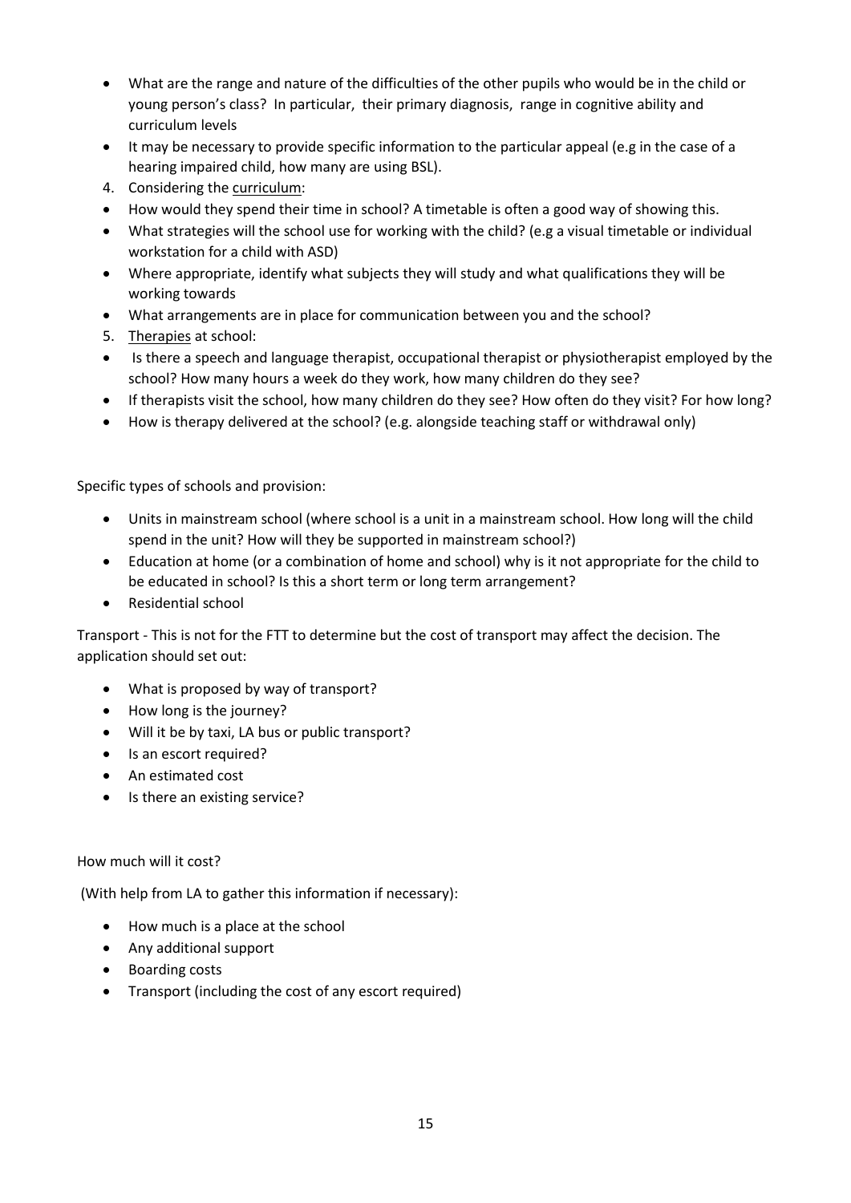- What are the range and nature of the difficulties of the other pupils who would be in the child or young person's class? In particular, their primary diagnosis, range in cognitive ability and curriculum levels
- It may be necessary to provide specific information to the particular appeal (e.g in the case of a hearing impaired child, how many are using BSL).

4. Considering the <u>curriculum</u>:

- How would they spend their time in school? A timetable is often a good way of showing this.
- What strategies will the school use for working with the child? (e.g a visual timetable or individual workstation for a child with ASD)
- Where appropriate, identify what subjects they will study and what qualifications they will be working towards
- What arrangements are in place for communication between you and the school?

5. <u>Therapies</u> at school:

- Is there a speech and language therapist, occupational therapist or physiotherapist employed by the school? How many hours a week do they work, how many children do they see?
- If therapists visit the school, how many children do they see? How often do they visit? For how long?
- How is therapy delivered at the school? (e.g. alongside teaching staff or withdrawal only)

Specific types of schools and provision:

- Units in mainstream school (where school is a unit in a mainstream school. How long will the child spend in the unit? How will they be supported in mainstream school?)
- Education at home (or a combination of home and school) why is it not appropriate for the child to be educated in school? Is this a short term or long term arrangement?
- Residential school

Transport - This is not for the FTT to determine but the cost of transport may affect the decision. The application should set out:

- What is proposed by way of transport?
- How long is the journey?
- Will it be by taxi, LA bus or public transport?
- Is an escort required?
- An estimated cost
- Is there an existing service?

How much will it cost?

(With help from LA to gather this information if necessary):

- How much is a place at the school
- Any additional support
- Boarding costs
- Transport (including the cost of any escort required)